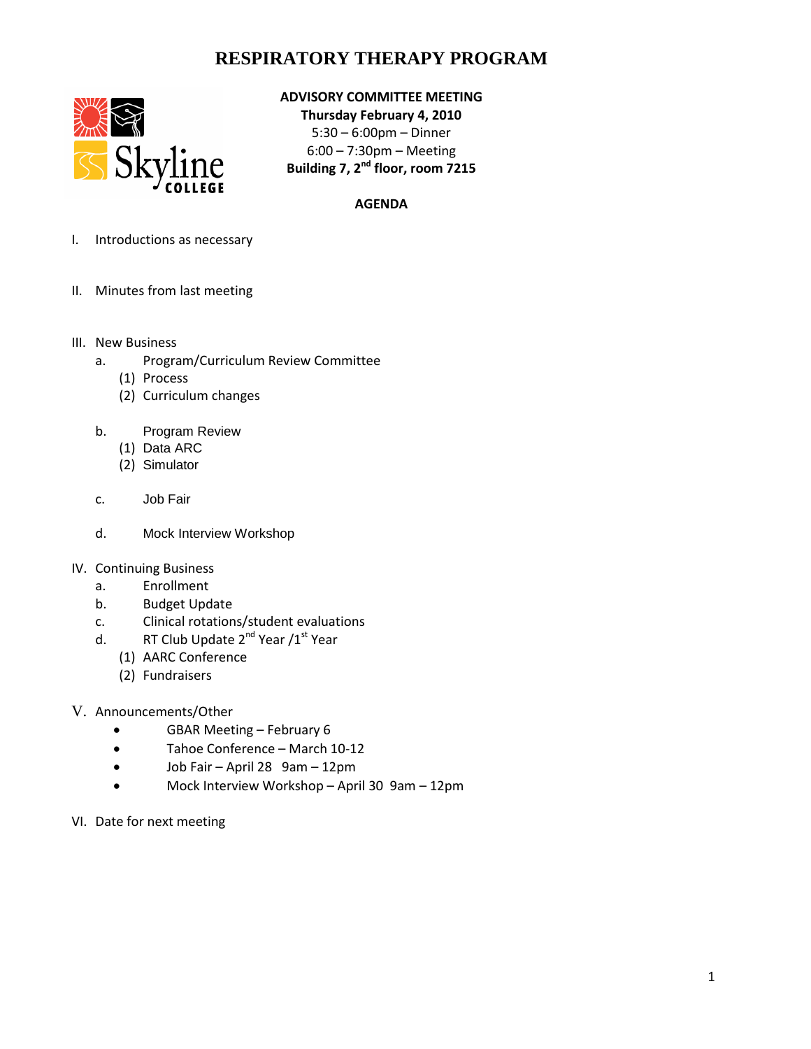# RESPIRATORY THERAPY PROGRAM

**ADVISORY COMMITTEE MEETING**
**Thursday February 4, 2010**
5:30 – 6:00pm – Dinner
6:00 – 7:30pm – Meeting
**Building 7, 2nd floor, room 7215**

**AGENDA**

I. Introductions as necessary

II. Minutes from last meeting

III. New Business
   a. Program/Curriculum Review Committee
      (1) Process
      (2) Curriculum changes

   b. Program Review
      (1) Data ARC
      (2) Simulator

   c. Job Fair

   d. Mock Interview Workshop

IV. Continuing Business
   a. Enrollment
   b. Budget Update
   c. Clinical rotations/student evaluations
   d. RT Club Update 2nd Year /1st Year
      (1) AARC Conference
      (2) Fundraisers

V. Announcements/Other
- GBAR Meeting – February 6
- Tahoe Conference – March 10-12
- Job Fair – April 28 9am – 12pm
- Mock Interview Workshop – April 30 9am – 12pm

VI. Date for next meeting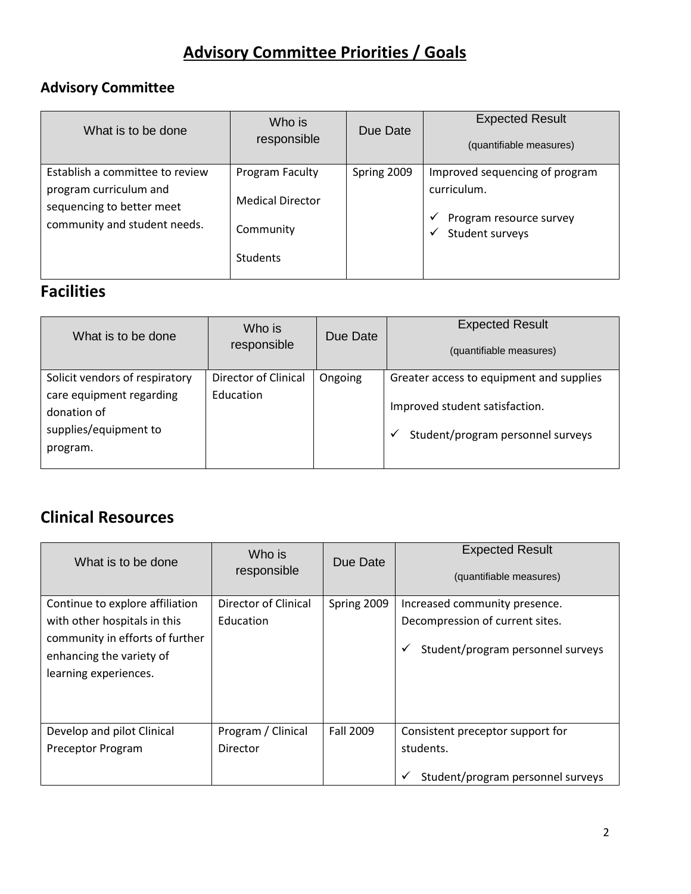# Advisory Committee Priorities / Goals

## Advisory Committee

| What is to be done | Who is responsible | Due Date | Expected Result (quantifiable measures) |
|---|---|---|---|
| Establish a committee to review program curriculum and sequencing to better meet community and student needs. | Program Faculty<br>Medical Director<br>Community<br>Students | Spring 2009 | Improved sequencing of program curriculum.<br>✓ Program resource survey<br>✓ Student surveys |

## Facilities

| What is to be done | Who is responsible | Due Date | Expected Result (quantifiable measures) |
|---|---|---|---|
| Solicit vendors of respiratory care equipment regarding donation of supplies/equipment to program. | Director of Clinical Education | Ongoing | Greater access to equipment and supplies<br>Improved student satisfaction.<br>✓ Student/program personnel surveys |

## Clinical Resources

| What is to be done | Who is responsible | Due Date | Expected Result (quantifiable measures) |
|---|---|---|---|
| Continue to explore affiliation with other hospitals in this community in efforts of further enhancing the variety of learning experiences. | Director of Clinical Education | Spring 2009 | Increased community presence.<br>Decompression of current sites.<br>✓ Student/program personnel surveys |
| Develop and pilot Clinical Preceptor Program | Program / Clinical Director | Fall 2009 | Consistent preceptor support for students.<br>✓ Student/program personnel surveys |